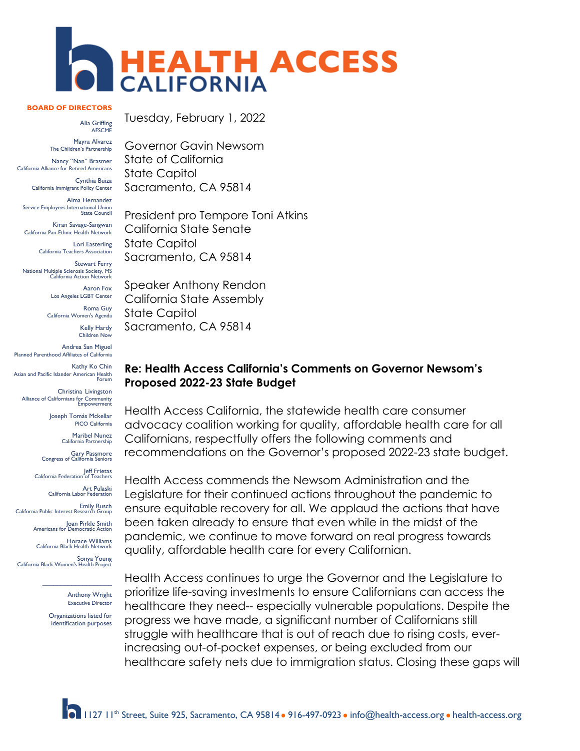# HEALTH ACCESS CALIFORNIA

**BOARD OF DIRECTORS**

Alia Griffing
AFSCME

Mayra Alvarez
The Children's Partnership

Nancy "Nan" Brasmer
California Alliance for Retired Americans

Cynthia Buiza
California Immigrant Policy Center

Alma Hernandez
Service Employees International Union State Council

Kiran Savage-Sangwan
California Pan-Ethnic Health Network

Lori Easterling
California Teachers Association

Stewart Ferry
National Multiple Sclerosis Society, MS California Action Network

Aaron Fox
Los Angeles LGBT Center

Roma Guy
California Women's Agenda

Kelly Hardy
Children Now

Andrea San Miguel
Planned Parenthood Affiliates of California

Kathy Ko Chin
Asian and Pacific Islander American Health Forum

Christina Livingston
Alliance of Californians for Community Empowerment

Joseph Tomás Mckellar
PICO California

Maribel Nunez
California Partnership

Gary Passmore
Congress of California Seniors

Jeff Frietas
California Federation of Teachers

Art Pulaski
California Labor Federation

Emily Rusch
California Public Interest Research Group

Joan Pirkle Smith
Americans for Democratic Action

Horace Williams
California Black Health Network

Sonya Young
California Black Women's Health Project

---

Anthony Wright
Executive Director

Organizations listed for identification purposes

Tuesday, February 1, 2022

Governor Gavin Newsom
State of California
State Capitol
Sacramento, CA 95814

President pro Tempore Toni Atkins
California State Senate
State Capitol
Sacramento, CA 95814

Speaker Anthony Rendon
California State Assembly
State Capitol
Sacramento, CA 95814

**Re: Health Access California's Comments on Governor Newsom's Proposed 2022-23 State Budget**

Health Access California, the statewide health care consumer advocacy coalition working for quality, affordable health care for all Californians, respectfully offers the following comments and recommendations on the Governor's proposed 2022-23 state budget.

Health Access commends the Newsom Administration and the Legislature for their continued actions throughout the pandemic to ensure equitable recovery for all. We applaud the actions that have been taken already to ensure that even while in the midst of the pandemic, we continue to move forward on real progress towards quality, affordable health care for every Californian.

Health Access continues to urge the Governor and the Legislature to prioritize life-saving investments to ensure Californians can access the healthcare they need-- especially vulnerable populations. Despite the progress we have made, a significant number of Californians still struggle with healthcare that is out of reach due to rising costs, ever-increasing out-of-pocket expenses, or being excluded from our healthcare safety nets due to immigration status. Closing these gaps will

1127 11th Street, Suite 925, Sacramento, CA 95814 • 916-497-0923 • info@health-access.org • health-access.org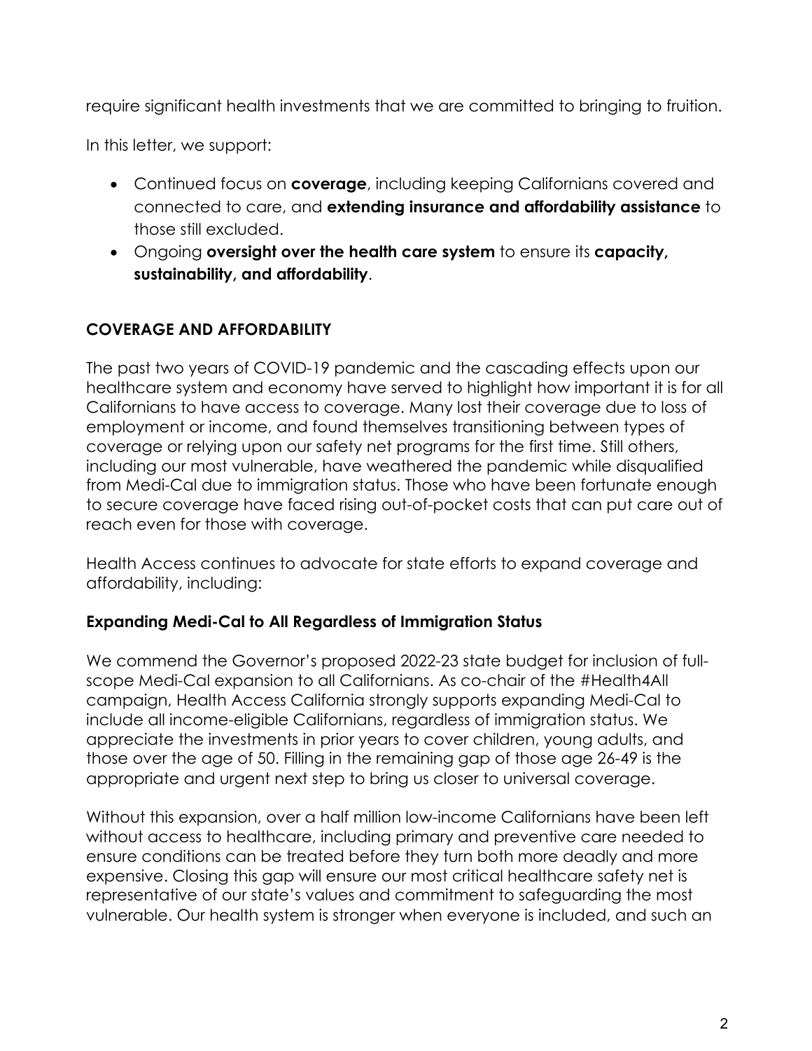require significant health investments that we are committed to bringing to fruition.

In this letter, we support:

- Continued focus on **coverage**, including keeping Californians covered and connected to care, and **extending insurance and affordability assistance** to those still excluded.
- Ongoing **oversight over the health care system** to ensure its **capacity, sustainability, and affordability**.

## COVERAGE AND AFFORDABILITY

The past two years of COVID-19 pandemic and the cascading effects upon our healthcare system and economy have served to highlight how important it is for all Californians to have access to coverage. Many lost their coverage due to loss of employment or income, and found themselves transitioning between types of coverage or relying upon our safety net programs for the first time. Still others, including our most vulnerable, have weathered the pandemic while disqualified from Medi-Cal due to immigration status. Those who have been fortunate enough to secure coverage have faced rising out-of-pocket costs that can put care out of reach even for those with coverage.

Health Access continues to advocate for state efforts to expand coverage and affordability, including:

### Expanding Medi-Cal to All Regardless of Immigration Status

We commend the Governor's proposed 2022-23 state budget for inclusion of full-scope Medi-Cal expansion to all Californians. As co-chair of the #Health4All campaign, Health Access California strongly supports expanding Medi-Cal to include all income-eligible Californians, regardless of immigration status. We appreciate the investments in prior years to cover children, young adults, and those over the age of 50. Filling in the remaining gap of those age 26-49 is the appropriate and urgent next step to bring us closer to universal coverage.

Without this expansion, over a half million low-income Californians have been left without access to healthcare, including primary and preventive care needed to ensure conditions can be treated before they turn both more deadly and more expensive. Closing this gap will ensure our most critical healthcare safety net is representative of our state's values and commitment to safeguarding the most vulnerable. Our health system is stronger when everyone is included, and such an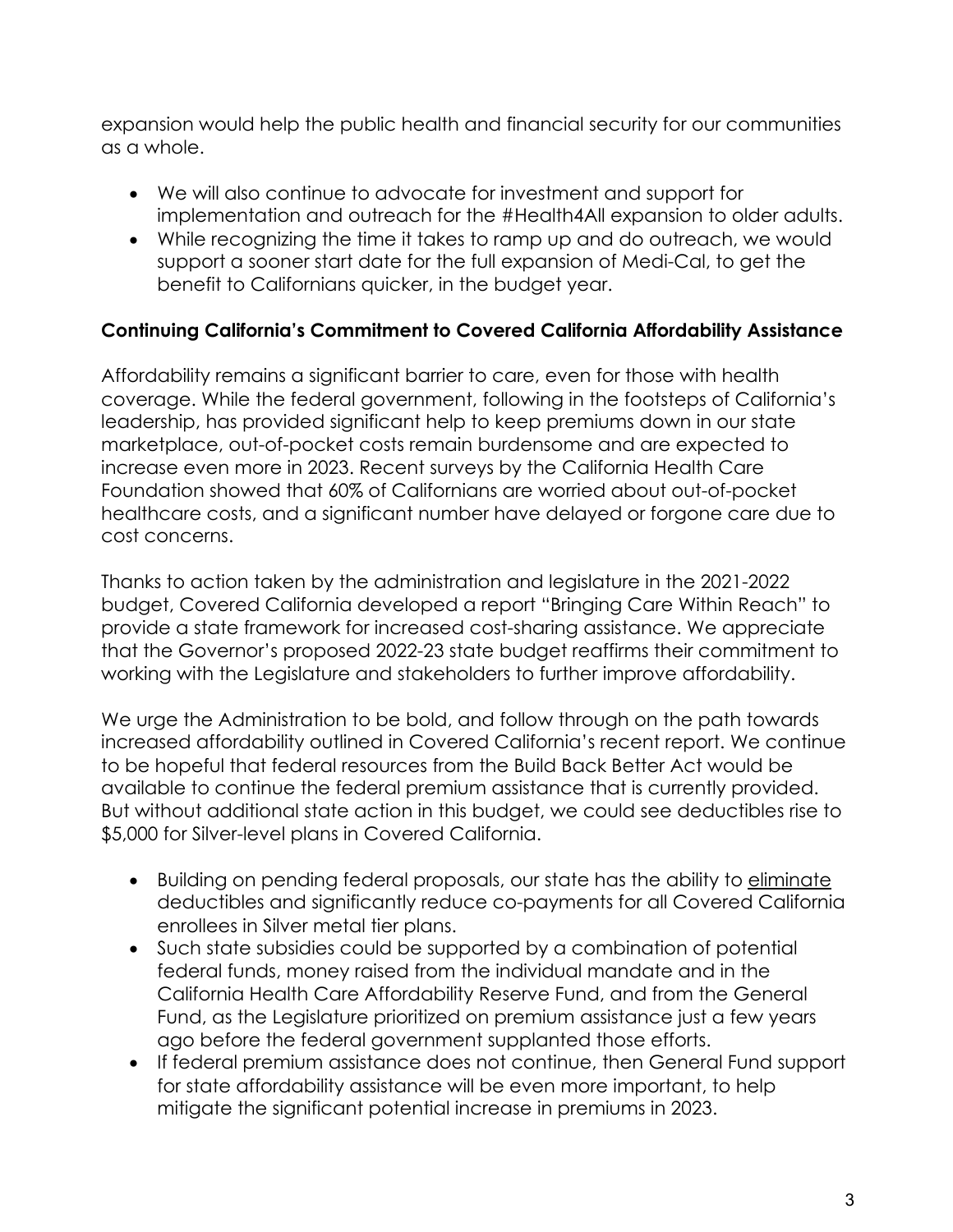expansion would help the public health and financial security for our communities as a whole.

- We will also continue to advocate for investment and support for implementation and outreach for the #Health4All expansion to older adults.
- While recognizing the time it takes to ramp up and do outreach, we would support a sooner start date for the full expansion of Medi-Cal, to get the benefit to Californians quicker, in the budget year.

**Continuing California's Commitment to Covered California Affordability Assistance**

Affordability remains a significant barrier to care, even for those with health coverage. While the federal government, following in the footsteps of California's leadership, has provided significant help to keep premiums down in our state marketplace, out-of-pocket costs remain burdensome and are expected to increase even more in 2023. Recent surveys by the California Health Care Foundation showed that 60% of Californians are worried about out-of-pocket healthcare costs, and a significant number have delayed or forgone care due to cost concerns.

Thanks to action taken by the administration and legislature in the 2021-2022 budget, Covered California developed a report "Bringing Care Within Reach" to provide a state framework for increased cost-sharing assistance. We appreciate that the Governor's proposed 2022-23 state budget reaffirms their commitment to working with the Legislature and stakeholders to further improve affordability.

We urge the Administration to be bold, and follow through on the path towards increased affordability outlined in Covered California's recent report. We continue to be hopeful that federal resources from the Build Back Better Act would be available to continue the federal premium assistance that is currently provided. But without additional state action in this budget, we could see deductibles rise to $5,000 for Silver-level plans in Covered California.

- Building on pending federal proposals, our state has the ability to eliminate deductibles and significantly reduce co-payments for all Covered California enrollees in Silver metal tier plans.
- Such state subsidies could be supported by a combination of potential federal funds, money raised from the individual mandate and in the California Health Care Affordability Reserve Fund, and from the General Fund, as the Legislature prioritized on premium assistance just a few years ago before the federal government supplanted those efforts.
- If federal premium assistance does not continue, then General Fund support for state affordability assistance will be even more important, to help mitigate the significant potential increase in premiums in 2023.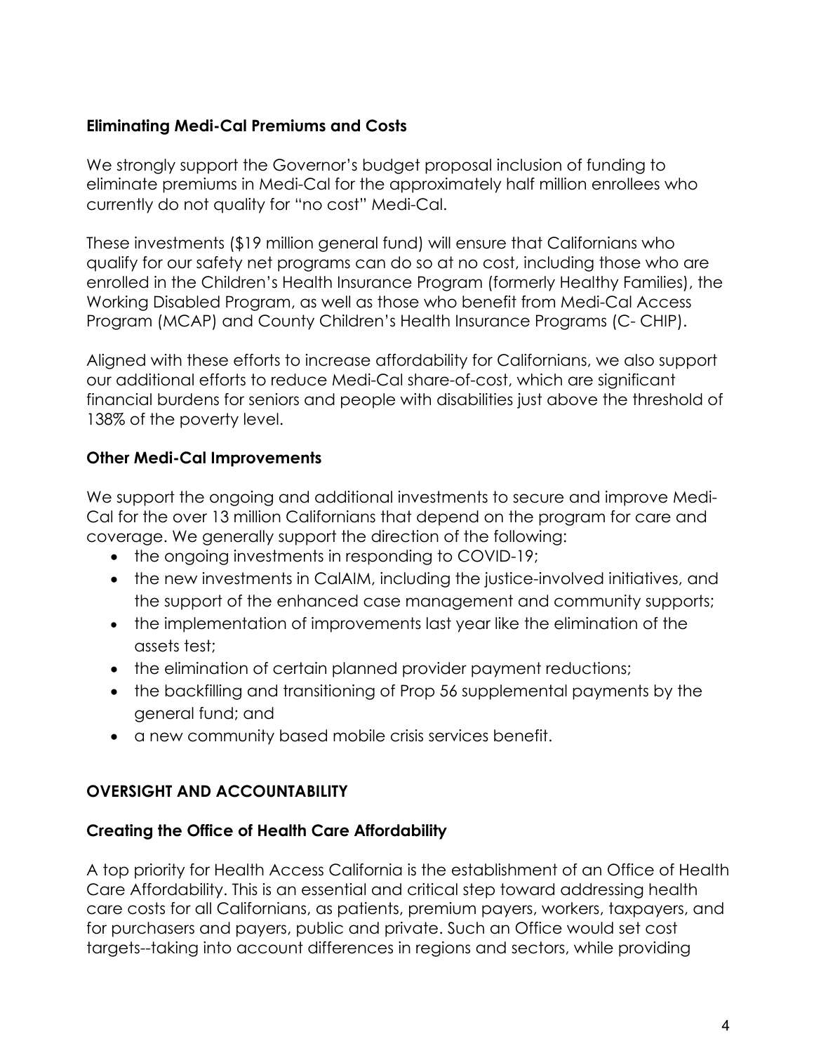### Eliminating Medi-Cal Premiums and Costs

We strongly support the Governor's budget proposal inclusion of funding to eliminate premiums in Medi-Cal for the approximately half million enrollees who currently do not quality for "no cost" Medi-Cal.

These investments ($19 million general fund) will ensure that Californians who qualify for our safety net programs can do so at no cost, including those who are enrolled in the Children's Health Insurance Program (formerly Healthy Families), the Working Disabled Program, as well as those who benefit from Medi-Cal Access Program (MCAP) and County Children's Health Insurance Programs (C- CHIP).

Aligned with these efforts to increase affordability for Californians, we also support our additional efforts to reduce Medi-Cal share-of-cost, which are significant financial burdens for seniors and people with disabilities just above the threshold of 138% of the poverty level.

### Other Medi-Cal Improvements

We support the ongoing and additional investments to secure and improve Medi-Cal for the over 13 million Californians that depend on the program for care and coverage. We generally support the direction of the following:

- the ongoing investments in responding to COVID-19;
- the new investments in CalAIM, including the justice-involved initiatives, and the support of the enhanced case management and community supports;
- the implementation of improvements last year like the elimination of the assets test;
- the elimination of certain planned provider payment reductions;
- the backfilling and transitioning of Prop 56 supplemental payments by the general fund; and
- a new community based mobile crisis services benefit.

## OVERSIGHT AND ACCOUNTABILITY

### Creating the Office of Health Care Affordability

A top priority for Health Access California is the establishment of an Office of Health Care Affordability. This is an essential and critical step toward addressing health care costs for all Californians, as patients, premium payers, workers, taxpayers, and for purchasers and payers, public and private. Such an Office would set cost targets--taking into account differences in regions and sectors, while providing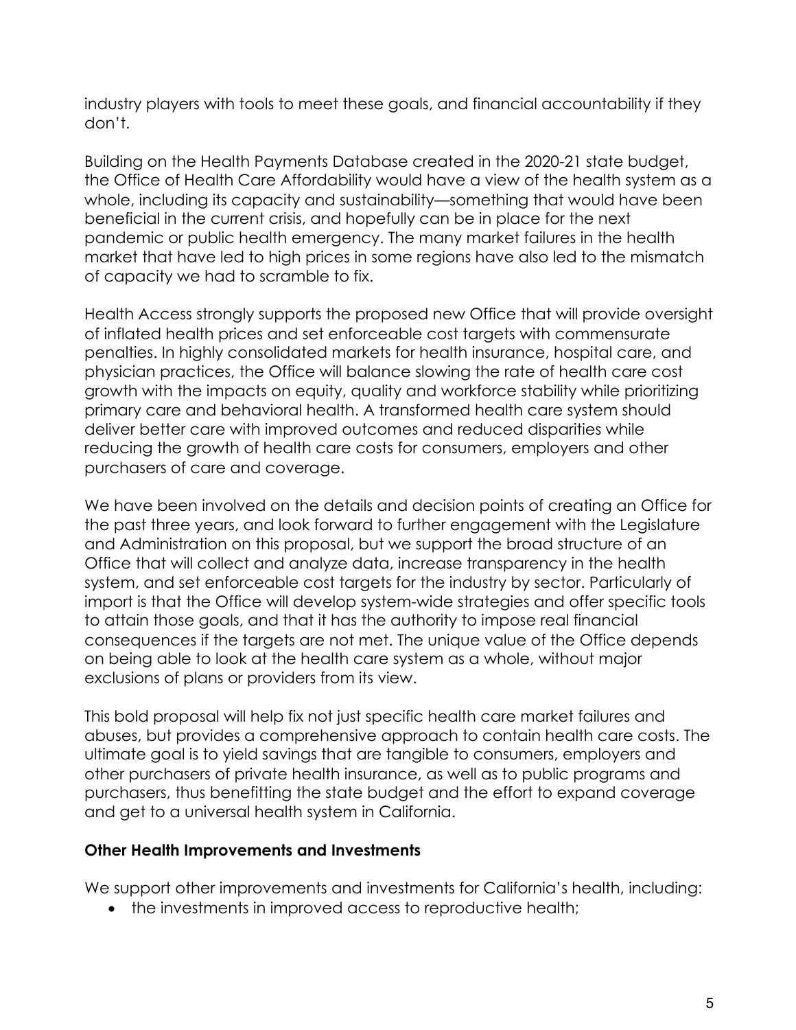industry players with tools to meet these goals, and financial accountability if they don't.

Building on the Health Payments Database created in the 2020-21 state budget, the Office of Health Care Affordability would have a view of the health system as a whole, including its capacity and sustainability—something that would have been beneficial in the current crisis, and hopefully can be in place for the next pandemic or public health emergency. The many market failures in the health market that have led to high prices in some regions have also led to the mismatch of capacity we had to scramble to fix.

Health Access strongly supports the proposed new Office that will provide oversight of inflated health prices and set enforceable cost targets with commensurate penalties. In highly consolidated markets for health insurance, hospital care, and physician practices, the Office will balance slowing the rate of health care cost growth with the impacts on equity, quality and workforce stability while prioritizing primary care and behavioral health. A transformed health care system should deliver better care with improved outcomes and reduced disparities while reducing the growth of health care costs for consumers, employers and other purchasers of care and coverage.

We have been involved on the details and decision points of creating an Office for the past three years, and look forward to further engagement with the Legislature and Administration on this proposal, but we support the broad structure of an Office that will collect and analyze data, increase transparency in the health system, and set enforceable cost targets for the industry by sector. Particularly of import is that the Office will develop system-wide strategies and offer specific tools to attain those goals, and that it has the authority to impose real financial consequences if the targets are not met. The unique value of the Office depends on being able to look at the health care system as a whole, without major exclusions of plans or providers from its view.

This bold proposal will help fix not just specific health care market failures and abuses, but provides a comprehensive approach to contain health care costs. The ultimate goal is to yield savings that are tangible to consumers, employers and other purchasers of private health insurance, as well as to public programs and purchasers, thus benefitting the state budget and the effort to expand coverage and get to a universal health system in California.

**Other Health Improvements and Investments**

We support other improvements and investments for California's health, including:

- the investments in improved access to reproductive health;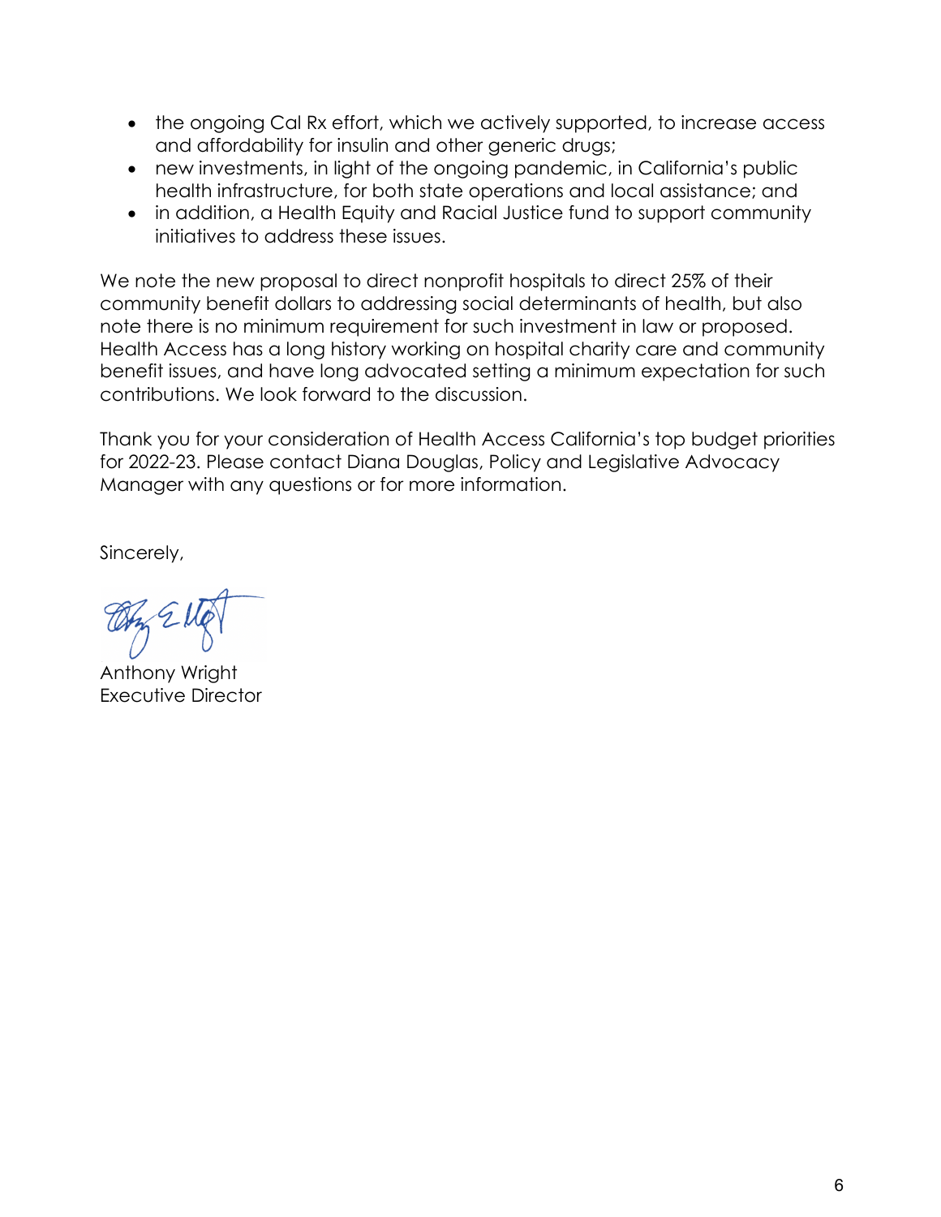- the ongoing Cal Rx effort, which we actively supported, to increase access and affordability for insulin and other generic drugs;
- new investments, in light of the ongoing pandemic, in California's public health infrastructure, for both state operations and local assistance; and
- in addition, a Health Equity and Racial Justice fund to support community initiatives to address these issues.

We note the new proposal to direct nonprofit hospitals to direct 25% of their community benefit dollars to addressing social determinants of health, but also note there is no minimum requirement for such investment in law or proposed. Health Access has a long history working on hospital charity care and community benefit issues, and have long advocated setting a minimum expectation for such contributions. We look forward to the discussion.

Thank you for your consideration of Health Access California's top budget priorities for 2022-23. Please contact Diana Douglas, Policy and Legislative Advocacy Manager with any questions or for more information.

Sincerely,

Anthony Wright
Executive Director